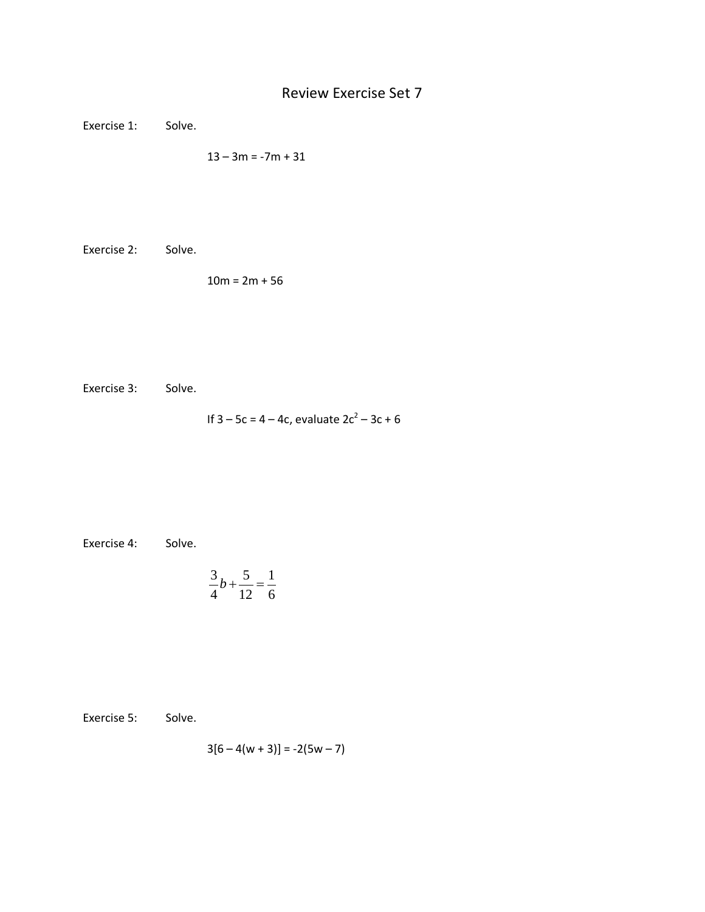# Review Exercise Set 7

**Exercise 1:** Solve.

$$13 - 3m = -7m + 31$$

**Exercise 2:** Solve.

$$10m = 2m + 56$$

**Exercise 3:** Solve.

If $3 - 5c = 4 - 4c$, evaluate $2c^2 - 3c + 6$

**Exercise 4:** Solve.

$$\frac{3}{4}b + \frac{5}{12} = \frac{1}{6}$$

**Exercise 5:** Solve.

$$3[6 - 4(w + 3)] = -2(5w - 7)$$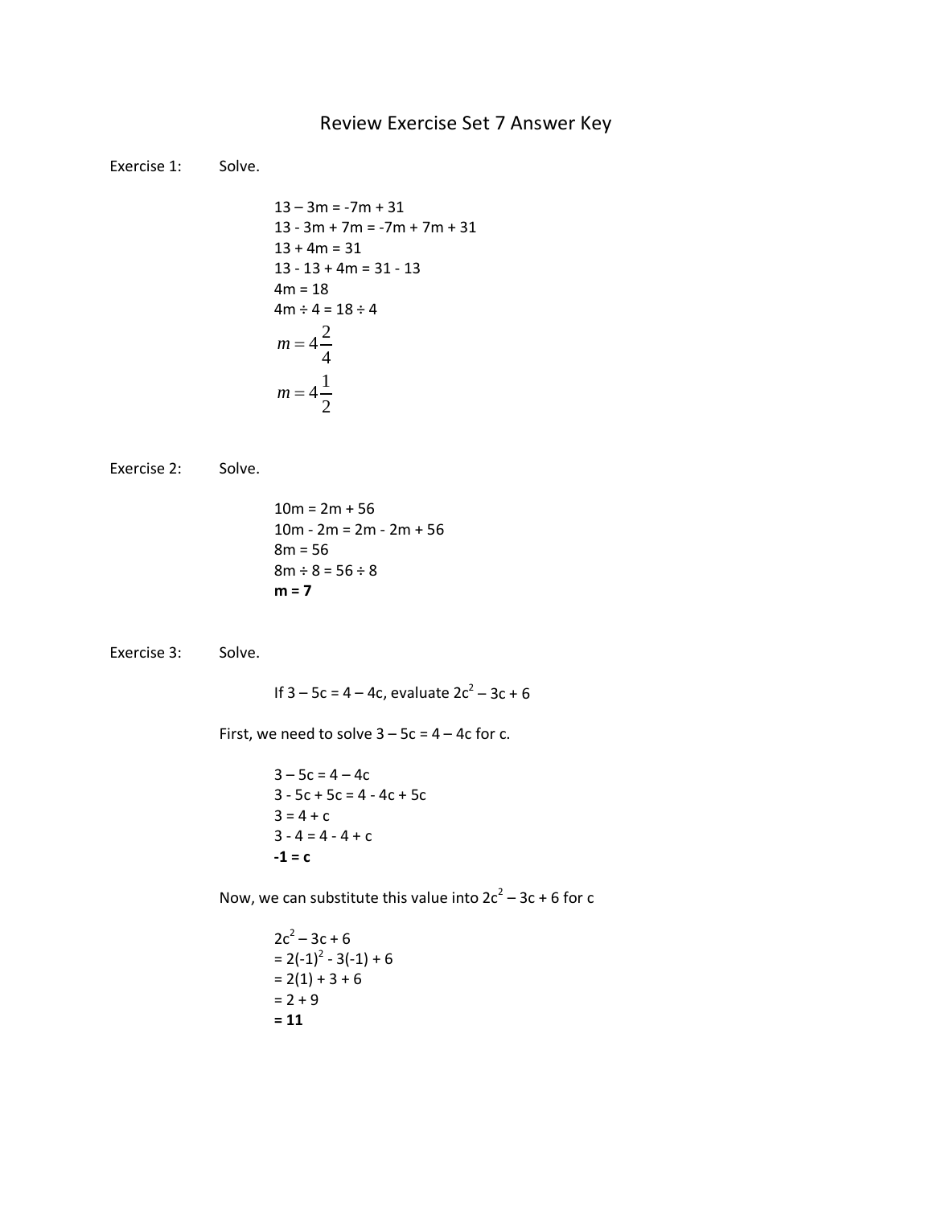# Review Exercise Set 7 Answer Key

Exercise 1: Solve.

$13 - 3m = -7m + 31$
$13 - 3m + 7m = -7m + 7m + 31$
$13 + 4m = 31$
$13 - 13 + 4m = 31 - 13$
$4m = 18$
$4m \div 4 = 18 \div 4$
$m = 4\frac{2}{4}$
$m = 4\frac{1}{2}$

Exercise 2: Solve.

$10m = 2m + 56$
$10m - 2m = 2m - 2m + 56$
$8m = 56$
$8m \div 8 = 56 \div 8$
$\mathbf{m = 7}$

Exercise 3: Solve.

If $3 - 5c = 4 - 4c$, evaluate $2c^2 - 3c + 6$

First, we need to solve $3 - 5c = 4 - 4c$ for c.

$3 - 5c = 4 - 4c$
$3 - 5c + 5c = 4 - 4c + 5c$
$3 = 4 + c$
$3 - 4 = 4 - 4 + c$
$\mathbf{-1 = c}$

Now, we can substitute this value into $2c^2 - 3c + 6$ for c

$2c^2 - 3c + 6$
$= 2(-1)^2 - 3(-1) + 6$
$= 2(1) + 3 + 6$
$= 2 + 9$
$\mathbf{= 11}$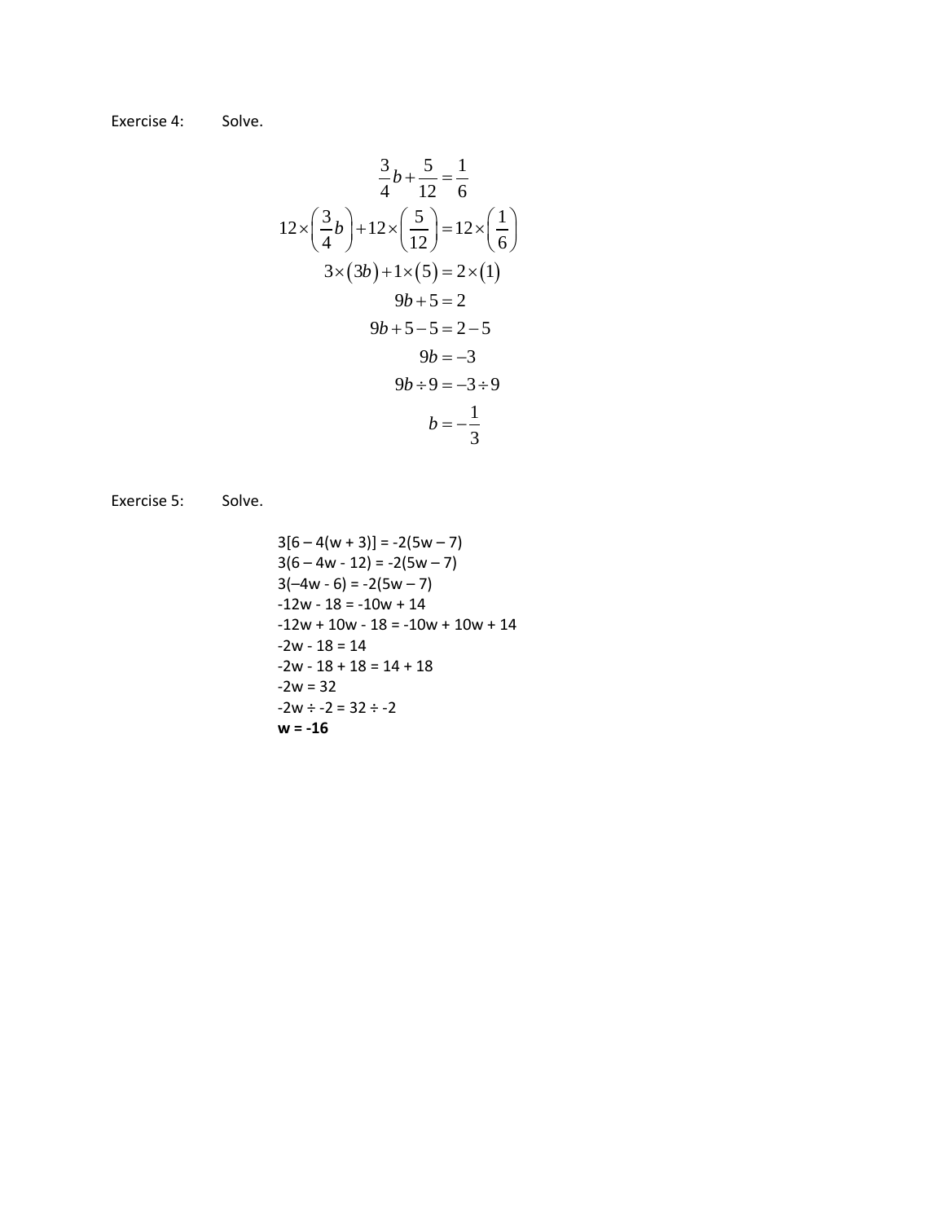Exercise 4: Solve.

$$\frac{3}{4}b+\frac{5}{12}=\frac{1}{6}$$

$$12\times\left(\frac{3}{4}b\right)+12\times\left(\frac{5}{12}\right)=12\times\left(\frac{1}{6}\right)$$

$$3\times(3b)+1\times(5)=2\times(1)$$

$$9b+5=2$$

$$9b+5-5=2-5$$

$$9b=-3$$

$$9b\div 9=-3\div 9$$

$$b=-\frac{1}{3}$$

Exercise 5: Solve.

$3[6 - 4(w + 3)] = -2(5w - 7)$

$3(6 - 4w - 12) = -2(5w - 7)$

$3(-4w - 6) = -2(5w - 7)$

$-12w - 18 = -10w + 14$

$-12w + 10w - 18 = -10w + 10w + 14$

$-2w - 18 = 14$

$-2w - 18 + 18 = 14 + 18$

$-2w = 32$

$-2w \div -2 = 32 \div -2$

$\mathbf{w = -16}$